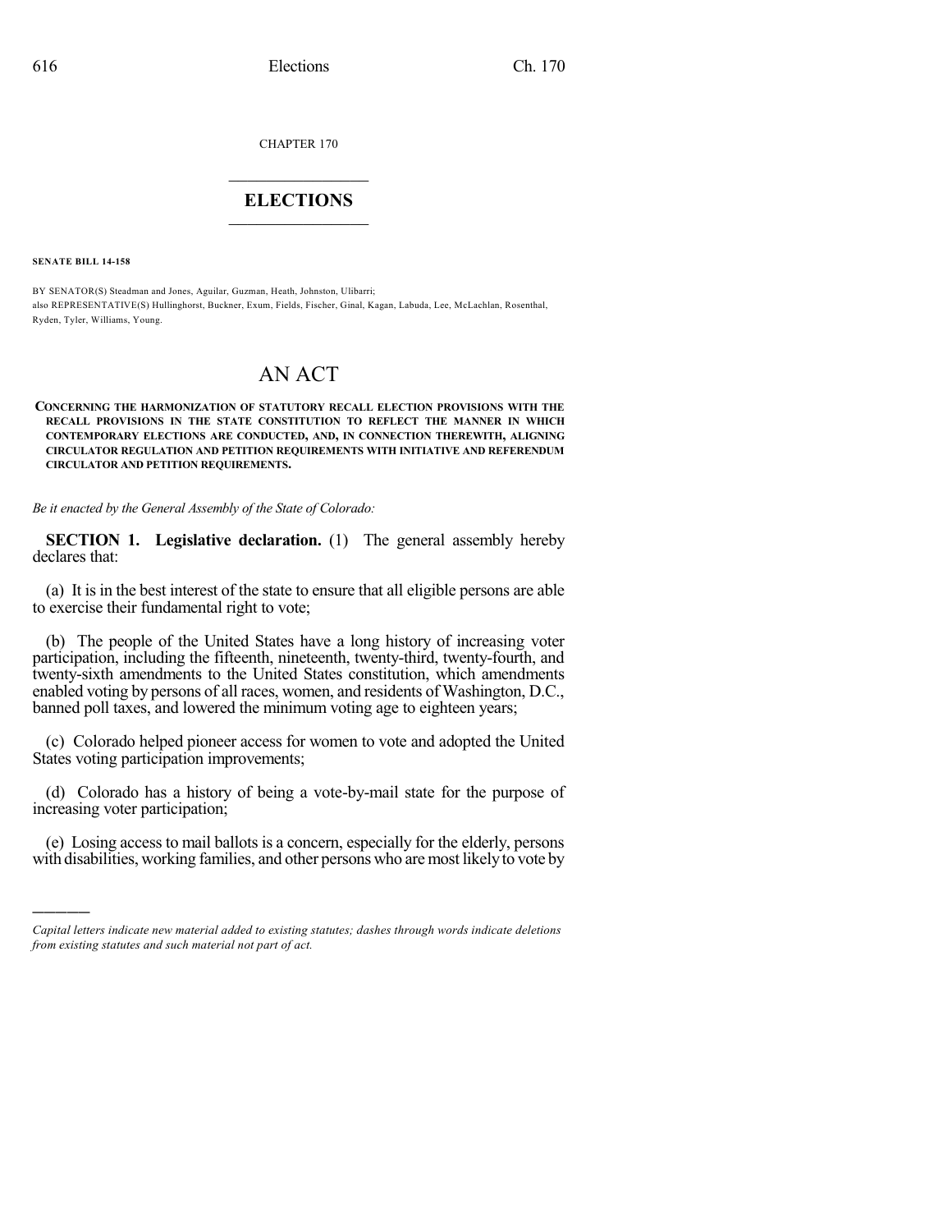CHAPTER 170

# ELECTIONS

**SENATE BILL 14-158**

BY SENATOR(S) Steadman and Jones, Aguilar, Guzman, Heath, Johnston, Ulibarri;
also REPRESENTATIVE(S) Hullinghorst, Buckner, Exum, Fields, Fischer, Ginal, Kagan, Labuda, Lee, McLachlan, Rosenthal, Ryden, Tyler, Williams, Young.

# AN ACT

**CONCERNING THE HARMONIZATION OF STATUTORY RECALL ELECTION PROVISIONS WITH THE RECALL PROVISIONS IN THE STATE CONSTITUTION TO REFLECT THE MANNER IN WHICH CONTEMPORARY ELECTIONS ARE CONDUCTED, AND, IN CONNECTION THEREWITH, ALIGNING CIRCULATOR REGULATION AND PETITION REQUIREMENTS WITH INITIATIVE AND REFERENDUM CIRCULATOR AND PETITION REQUIREMENTS.**

*Be it enacted by the General Assembly of the State of Colorado:*

**SECTION 1. Legislative declaration.** (1) The general assembly hereby declares that:

(a) It is in the best interest of the state to ensure that all eligible persons are able to exercise their fundamental right to vote;

(b) The people of the United States have a long history of increasing voter participation, including the fifteenth, nineteenth, twenty-third, twenty-fourth, and twenty-sixth amendments to the United States constitution, which amendments enabled voting by persons of all races, women, and residents of Washington, D.C., banned poll taxes, and lowered the minimum voting age to eighteen years;

(c) Colorado helped pioneer access for women to vote and adopted the United States voting participation improvements;

(d) Colorado has a history of being a vote-by-mail state for the purpose of increasing voter participation;

(e) Losing access to mail ballots is a concern, especially for the elderly, persons with disabilities, working families, and other persons who are most likely to vote by

*Capital letters indicate new material added to existing statutes; dashes through words indicate deletions from existing statutes and such material not part of act.*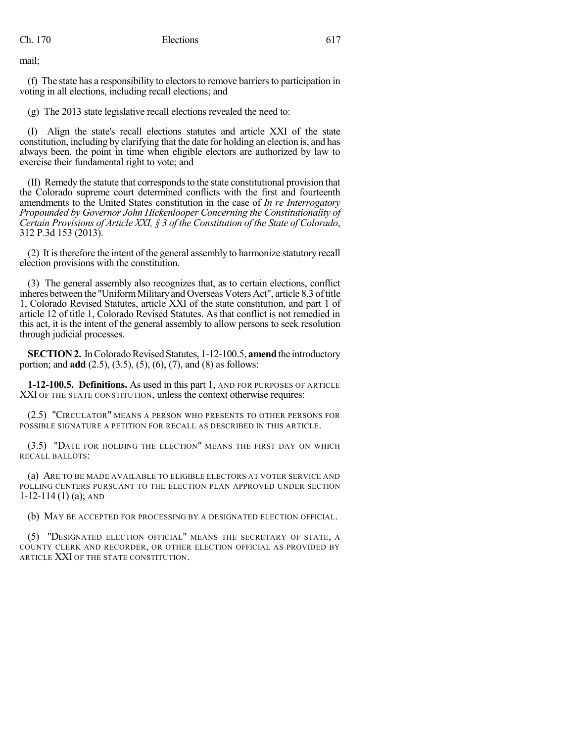mail;

(f) The state has a responsibility to electors to remove barriers to participation in voting in all elections, including recall elections; and

(g) The 2013 state legislative recall elections revealed the need to:

(I) Align the state's recall elections statutes and article XXI of the state constitution, including by clarifying that the date for holding an election is, and has always been, the point in time when eligible electors are authorized by law to exercise their fundamental right to vote; and

(II) Remedy the statute that corresponds to the state constitutional provision that the Colorado supreme court determined conflicts with the first and fourteenth amendments to the United States constitution in the case of *In re Interrogatory Propounded by Governor John Hickenlooper Concerning the Constitutionality of Certain Provisions of Article XXI, § 3 of the Constitution of the State of Colorado*, 312 P.3d 153 (2013).

(2) It is therefore the intent of the general assembly to harmonize statutory recall election provisions with the constitution.

(3) The general assembly also recognizes that, as to certain elections, conflict inheres between the "Uniform Military and Overseas Voters Act", article 8.3 of title 1, Colorado Revised Statutes, article XXI of the state constitution, and part 1 of article 12 of title 1, Colorado Revised Statutes. As that conflict is not remedied in this act, it is the intent of the general assembly to allow persons to seek resolution through judicial processes.

**SECTION 2.** In Colorado Revised Statutes, 1-12-100.5, **amend** the introductory portion; and **add** (2.5), (3.5), (5), (6), (7), and (8) as follows:

**1-12-100.5. Definitions.** As used in this part 1, AND FOR PURPOSES OF ARTICLE XXI OF THE STATE CONSTITUTION, unless the context otherwise requires:

(2.5) "CIRCULATOR" MEANS A PERSON WHO PRESENTS TO OTHER PERSONS FOR POSSIBLE SIGNATURE A PETITION FOR RECALL AS DESCRIBED IN THIS ARTICLE.

(3.5) "DATE FOR HOLDING THE ELECTION" MEANS THE FIRST DAY ON WHICH RECALL BALLOTS:

(a) ARE TO BE MADE AVAILABLE TO ELIGIBLE ELECTORS AT VOTER SERVICE AND POLLING CENTERS PURSUANT TO THE ELECTION PLAN APPROVED UNDER SECTION 1-12-114 (1) (a); AND

(b) MAY BE ACCEPTED FOR PROCESSING BY A DESIGNATED ELECTION OFFICIAL.

(5) "DESIGNATED ELECTION OFFICIAL" MEANS THE SECRETARY OF STATE, A COUNTY CLERK AND RECORDER, OR OTHER ELECTION OFFICIAL AS PROVIDED BY ARTICLE XXI OF THE STATE CONSTITUTION.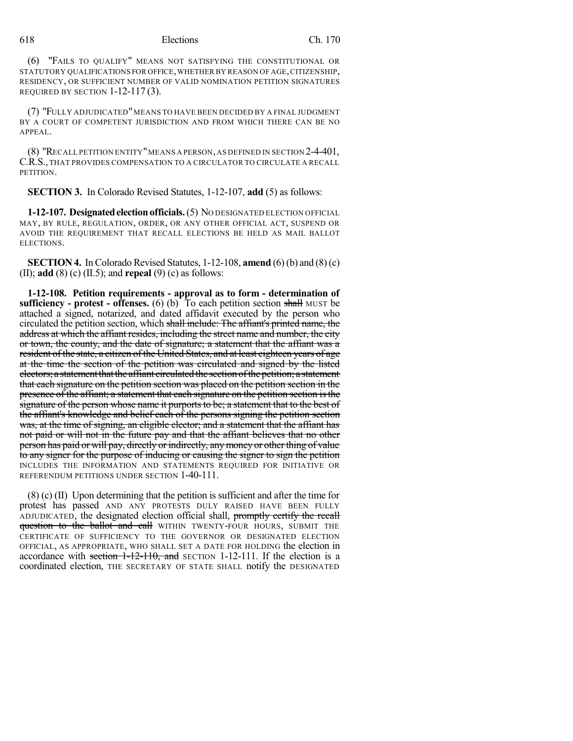(6) "FAILS TO QUALIFY" MEANS NOT SATISFYING THE CONSTITUTIONAL OR STATUTORY QUALIFICATIONS FOR OFFICE, WHETHER BY REASON OF AGE, CITIZENSHIP, RESIDENCY, OR SUFFICIENT NUMBER OF VALID NOMINATION PETITION SIGNATURES REQUIRED BY SECTION 1-12-117 (3).

(7) "FULLY ADJUDICATED" MEANS TO HAVE BEEN DECIDED BY A FINAL JUDGMENT BY A COURT OF COMPETENT JURISDICTION AND FROM WHICH THERE CAN BE NO APPEAL.

(8) "RECALL PETITION ENTITY" MEANS A PERSON, AS DEFINED IN SECTION 2-4-401, C.R.S., THAT PROVIDES COMPENSATION TO A CIRCULATOR TO CIRCULATE A RECALL PETITION.

**SECTION 3.** In Colorado Revised Statutes, 1-12-107, **add** (5) as follows:

**1-12-107. Designated election officials.** (5) NO DESIGNATED ELECTION OFFICIAL MAY, BY RULE, REGULATION, ORDER, OR ANY OTHER OFFICIAL ACT, SUSPEND OR AVOID THE REQUIREMENT THAT RECALL ELECTIONS BE HELD AS MAIL BALLOT ELECTIONS.

**SECTION 4.** In Colorado Revised Statutes, 1-12-108, **amend** (6) (b) and (8) (c) (II); **add** (8) (c) (II.5); and **repeal** (9) (c) as follows:

**1-12-108. Petition requirements - approval as to form - determination of sufficiency - protest - offenses.** (6) (b) To each petition section ~~shall~~ MUST be attached a signed, notarized, and dated affidavit executed by the person who circulated the petition section, which ~~shall include: The affiant's printed name, the address at which the affiant resides, including the street name and number, the city or town, the county, and the date of signature; a statement that the affiant was a resident of the state, a citizen of the United States, and at least eighteen years of age at the time the section of the petition was circulated and signed by the listed electors; a statement that the affiant circulated the section of the petition; a statement that each signature on the petition section was placed on the petition section in the presence of the affiant; a statement that each signature on the petition section is the signature of the person whose name it purports to be; a statement that to the best of the affiant's knowledge and belief each of the persons signing the petition section was, at the time of signing, an eligible elector; and a statement that the affiant has not paid or will not in the future pay and that the affiant believes that no other person has paid or will pay, directly or indirectly, any money or other thing of value to any signer for the purpose of inducing or causing the signer to sign the petition~~ INCLUDES THE INFORMATION AND STATEMENTS REQUIRED FOR INITIATIVE OR REFERENDUM PETITIONS UNDER SECTION 1-40-111.

(8) (c) (II) Upon determining that the petition is sufficient and after the time for protest has passed AND ANY PROTESTS DULY RAISED HAVE BEEN FULLY ADJUDICATED, the designated election official shall, ~~promptly certify the recall question to the ballot and call~~ WITHIN TWENTY-FOUR HOURS, SUBMIT THE CERTIFICATE OF SUFFICIENCY TO THE GOVERNOR OR DESIGNATED ELECTION OFFICIAL, AS APPROPRIATE, WHO SHALL SET A DATE FOR HOLDING the election in accordance with ~~section 1-12-110, and~~ SECTION 1-12-111. If the election is a coordinated election, THE SECRETARY OF STATE SHALL notify the DESIGNATED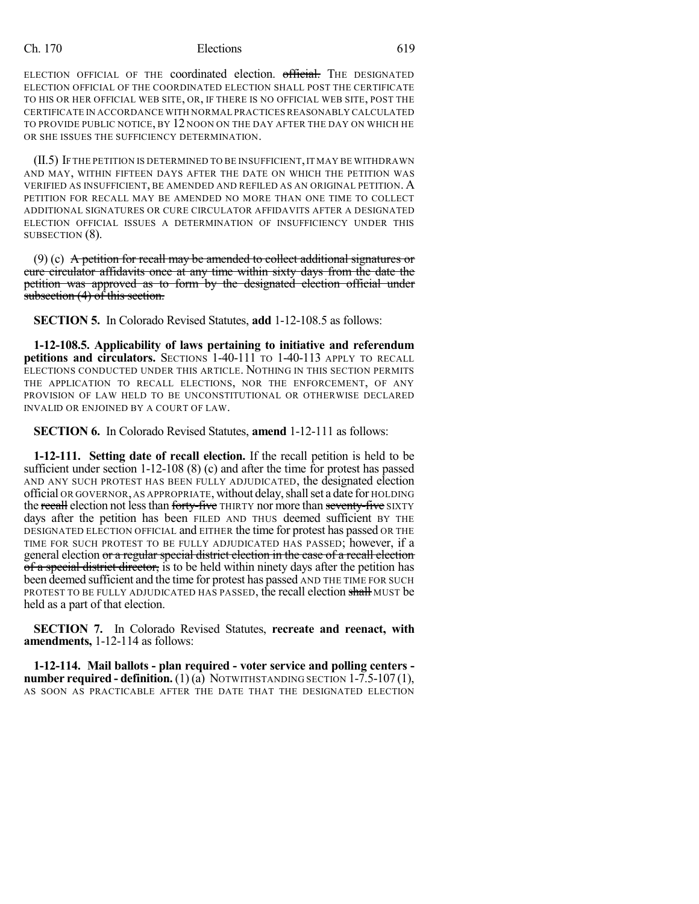ELECTION OFFICIAL OF THE coordinated election. ~~official.~~ THE DESIGNATED ELECTION OFFICIAL OF THE COORDINATED ELECTION SHALL POST THE CERTIFICATE TO HIS OR HER OFFICIAL WEB SITE, OR, IF THERE IS NO OFFICIAL WEB SITE, POST THE CERTIFICATE IN ACCORDANCE WITH NORMAL PRACTICES REASONABLY CALCULATED TO PROVIDE PUBLIC NOTICE, BY 12 NOON ON THE DAY AFTER THE DAY ON WHICH HE OR SHE ISSUES THE SUFFICIENCY DETERMINATION.

(II.5) IF THE PETITION IS DETERMINED TO BE INSUFFICIENT, IT MAY BE WITHDRAWN AND MAY, WITHIN FIFTEEN DAYS AFTER THE DATE ON WHICH THE PETITION WAS VERIFIED AS INSUFFICIENT, BE AMENDED AND REFILED AS AN ORIGINAL PETITION. A PETITION FOR RECALL MAY BE AMENDED NO MORE THAN ONE TIME TO COLLECT ADDITIONAL SIGNATURES OR CURE CIRCULATOR AFFIDAVITS AFTER A DESIGNATED ELECTION OFFICIAL ISSUES A DETERMINATION OF INSUFFICIENCY UNDER THIS SUBSECTION (8).

(9) (c) ~~A petition for recall may be amended to collect additional signatures or cure circulator affidavits once at any time within sixty days from the date the petition was approved as to form by the designated election official under subsection (4) of this section.~~

**SECTION 5.** In Colorado Revised Statutes, **add** 1-12-108.5 as follows:

**1-12-108.5. Applicability of laws pertaining to initiative and referendum petitions and circulators.** SECTIONS 1-40-111 TO 1-40-113 APPLY TO RECALL ELECTIONS CONDUCTED UNDER THIS ARTICLE. NOTHING IN THIS SECTION PERMITS THE APPLICATION TO RECALL ELECTIONS, NOR THE ENFORCEMENT, OF ANY PROVISION OF LAW HELD TO BE UNCONSTITUTIONAL OR OTHERWISE DECLARED INVALID OR ENJOINED BY A COURT OF LAW.

**SECTION 6.** In Colorado Revised Statutes, **amend** 1-12-111 as follows:

**1-12-111. Setting date of recall election.** If the recall petition is held to be sufficient under section 1-12-108 (8) (c) and after the time for protest has passed AND ANY SUCH PROTEST HAS BEEN FULLY ADJUDICATED, the designated election official OR GOVERNOR, AS APPROPRIATE, without delay, shall set a date for HOLDING the ~~recall~~ election not less than ~~forty-five~~ THIRTY nor more than ~~seventy-five~~ SIXTY days after the petition has been FILED AND THUS deemed sufficient BY THE DESIGNATED ELECTION OFFICIAL and EITHER the time for protest has passed OR THE TIME FOR SUCH PROTEST TO BE FULLY ADJUDICATED HAS PASSED; however, if a general election ~~or a regular special district election in the case of a recall election of a special district director,~~ is to be held within ninety days after the petition has been deemed sufficient and the time for protest has passed AND THE TIME FOR SUCH PROTEST TO BE FULLY ADJUDICATED HAS PASSED, the recall election ~~shall~~ MUST be held as a part of that election.

**SECTION 7.** In Colorado Revised Statutes, **recreate and reenact, with amendments,** 1-12-114 as follows:

**1-12-114. Mail ballots - plan required - voter service and polling centers - number required - definition.** (1) (a) NOTWITHSTANDING SECTION 1-7.5-107 (1), AS SOON AS PRACTICABLE AFTER THE DATE THAT THE DESIGNATED ELECTION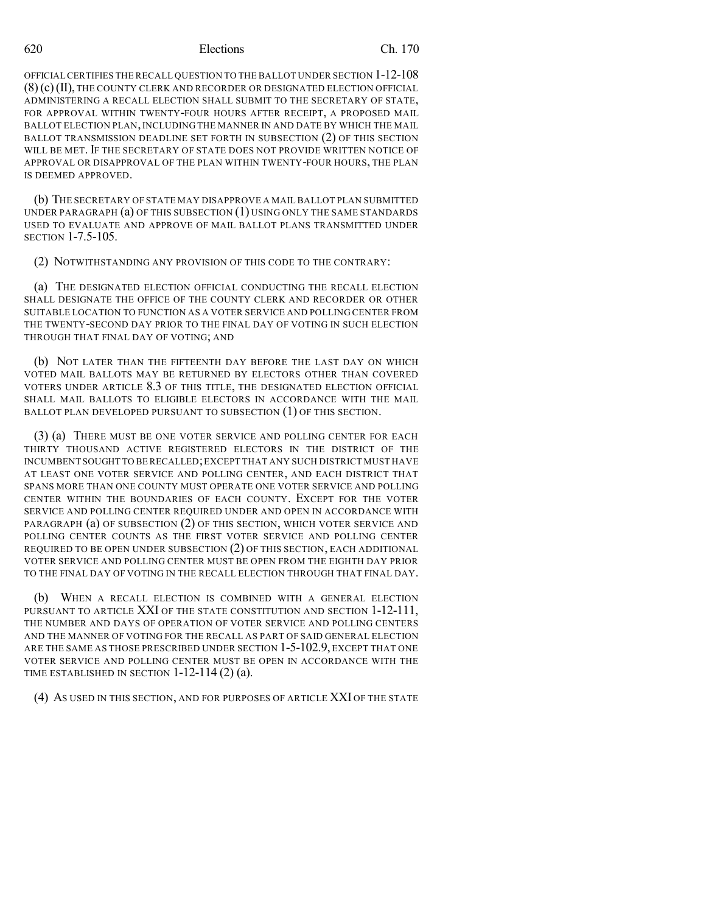OFFICIAL CERTIFIES THE RECALL QUESTION TO THE BALLOT UNDER SECTION 1-12-108 (8) (c) (II), THE COUNTY CLERK AND RECORDER OR DESIGNATED ELECTION OFFICIAL ADMINISTERING A RECALL ELECTION SHALL SUBMIT TO THE SECRETARY OF STATE, FOR APPROVAL WITHIN TWENTY-FOUR HOURS AFTER RECEIPT, A PROPOSED MAIL BALLOT ELECTION PLAN, INCLUDING THE MANNER IN AND DATE BY WHICH THE MAIL BALLOT TRANSMISSION DEADLINE SET FORTH IN SUBSECTION (2) OF THIS SECTION WILL BE MET. IF THE SECRETARY OF STATE DOES NOT PROVIDE WRITTEN NOTICE OF APPROVAL OR DISAPPROVAL OF THE PLAN WITHIN TWENTY-FOUR HOURS, THE PLAN IS DEEMED APPROVED.

(b) THE SECRETARY OF STATE MAY DISAPPROVE A MAIL BALLOT PLAN SUBMITTED UNDER PARAGRAPH (a) OF THIS SUBSECTION (1) USING ONLY THE SAME STANDARDS USED TO EVALUATE AND APPROVE OF MAIL BALLOT PLANS TRANSMITTED UNDER SECTION 1-7.5-105.

(2) NOTWITHSTANDING ANY PROVISION OF THIS CODE TO THE CONTRARY:

(a) THE DESIGNATED ELECTION OFFICIAL CONDUCTING THE RECALL ELECTION SHALL DESIGNATE THE OFFICE OF THE COUNTY CLERK AND RECORDER OR OTHER SUITABLE LOCATION TO FUNCTION AS A VOTER SERVICE AND POLLING CENTER FROM THE TWENTY-SECOND DAY PRIOR TO THE FINAL DAY OF VOTING IN SUCH ELECTION THROUGH THAT FINAL DAY OF VOTING; AND

(b) NOT LATER THAN THE FIFTEENTH DAY BEFORE THE LAST DAY ON WHICH VOTED MAIL BALLOTS MAY BE RETURNED BY ELECTORS OTHER THAN COVERED VOTERS UNDER ARTICLE 8.3 OF THIS TITLE, THE DESIGNATED ELECTION OFFICIAL SHALL MAIL BALLOTS TO ELIGIBLE ELECTORS IN ACCORDANCE WITH THE MAIL BALLOT PLAN DEVELOPED PURSUANT TO SUBSECTION (1) OF THIS SECTION.

(3) (a) THERE MUST BE ONE VOTER SERVICE AND POLLING CENTER FOR EACH THIRTY THOUSAND ACTIVE REGISTERED ELECTORS IN THE DISTRICT OF THE INCUMBENT SOUGHT TO BE RECALLED; EXCEPT THAT ANY SUCH DISTRICT MUST HAVE AT LEAST ONE VOTER SERVICE AND POLLING CENTER, AND EACH DISTRICT THAT SPANS MORE THAN ONE COUNTY MUST OPERATE ONE VOTER SERVICE AND POLLING CENTER WITHIN THE BOUNDARIES OF EACH COUNTY. EXCEPT FOR THE VOTER SERVICE AND POLLING CENTER REQUIRED UNDER AND OPEN IN ACCORDANCE WITH PARAGRAPH (a) OF SUBSECTION (2) OF THIS SECTION, WHICH VOTER SERVICE AND POLLING CENTER COUNTS AS THE FIRST VOTER SERVICE AND POLLING CENTER REQUIRED TO BE OPEN UNDER SUBSECTION (2) OF THIS SECTION, EACH ADDITIONAL VOTER SERVICE AND POLLING CENTER MUST BE OPEN FROM THE EIGHTH DAY PRIOR TO THE FINAL DAY OF VOTING IN THE RECALL ELECTION THROUGH THAT FINAL DAY.

(b) WHEN A RECALL ELECTION IS COMBINED WITH A GENERAL ELECTION PURSUANT TO ARTICLE XXI OF THE STATE CONSTITUTION AND SECTION 1-12-111, THE NUMBER AND DAYS OF OPERATION OF VOTER SERVICE AND POLLING CENTERS AND THE MANNER OF VOTING FOR THE RECALL AS PART OF SAID GENERAL ELECTION ARE THE SAME AS THOSE PRESCRIBED UNDER SECTION 1-5-102.9, EXCEPT THAT ONE VOTER SERVICE AND POLLING CENTER MUST BE OPEN IN ACCORDANCE WITH THE TIME ESTABLISHED IN SECTION 1-12-114 (2) (a).

(4) AS USED IN THIS SECTION, AND FOR PURPOSES OF ARTICLE XXI OF THE STATE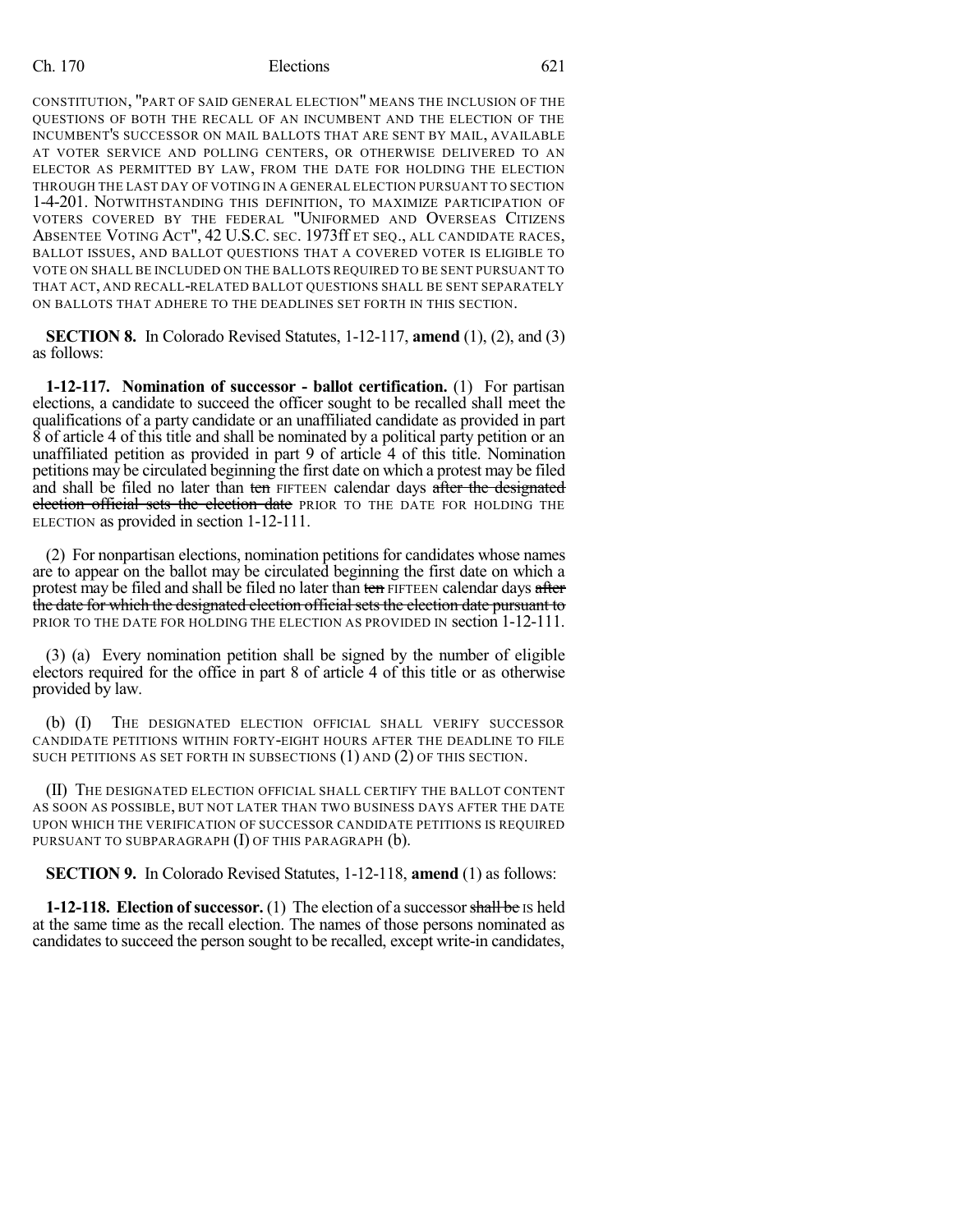CONSTITUTION, "PART OF SAID GENERAL ELECTION" MEANS THE INCLUSION OF THE QUESTIONS OF BOTH THE RECALL OF AN INCUMBENT AND THE ELECTION OF THE INCUMBENT'S SUCCESSOR ON MAIL BALLOTS THAT ARE SENT BY MAIL, AVAILABLE AT VOTER SERVICE AND POLLING CENTERS, OR OTHERWISE DELIVERED TO AN ELECTOR AS PERMITTED BY LAW, FROM THE DATE FOR HOLDING THE ELECTION THROUGH THE LAST DAY OF VOTING IN A GENERAL ELECTION PURSUANT TO SECTION 1-4-201. NOTWITHSTANDING THIS DEFINITION, TO MAXIMIZE PARTICIPATION OF VOTERS COVERED BY THE FEDERAL "UNIFORMED AND OVERSEAS CITIZENS ABSENTEE VOTING ACT", 42 U.S.C. SEC. 1973ff ET SEQ., ALL CANDIDATE RACES, BALLOT ISSUES, AND BALLOT QUESTIONS THAT A COVERED VOTER IS ELIGIBLE TO VOTE ON SHALL BE INCLUDED ON THE BALLOTS REQUIRED TO BE SENT PURSUANT TO THAT ACT, AND RECALL-RELATED BALLOT QUESTIONS SHALL BE SENT SEPARATELY ON BALLOTS THAT ADHERE TO THE DEADLINES SET FORTH IN THIS SECTION.

**SECTION 8.** In Colorado Revised Statutes, 1-12-117, **amend** (1), (2), and (3) as follows:

**1-12-117. Nomination of successor - ballot certification.** (1) For partisan elections, a candidate to succeed the officer sought to be recalled shall meet the qualifications of a party candidate or an unaffiliated candidate as provided in part 8 of article 4 of this title and shall be nominated by a political party petition or an unaffiliated petition as provided in part 9 of article 4 of this title. Nomination petitions may be circulated beginning the first date on which a protest may be filed and shall be filed no later than ~~ten~~ FIFTEEN calendar days ~~after the designated election official sets the election date~~ PRIOR TO THE DATE FOR HOLDING THE ELECTION as provided in section 1-12-111.

(2) For nonpartisan elections, nomination petitions for candidates whose names are to appear on the ballot may be circulated beginning the first date on which a protest may be filed and shall be filed no later than ~~ten~~ FIFTEEN calendar days ~~after the date for which the designated election official sets the election date pursuant to~~ PRIOR TO THE DATE FOR HOLDING THE ELECTION AS PROVIDED IN section 1-12-111.

(3) (a) Every nomination petition shall be signed by the number of eligible electors required for the office in part 8 of article 4 of this title or as otherwise provided by law.

(b) (I) THE DESIGNATED ELECTION OFFICIAL SHALL VERIFY SUCCESSOR CANDIDATE PETITIONS WITHIN FORTY-EIGHT HOURS AFTER THE DEADLINE TO FILE SUCH PETITIONS AS SET FORTH IN SUBSECTIONS (1) AND (2) OF THIS SECTION.

(II) THE DESIGNATED ELECTION OFFICIAL SHALL CERTIFY THE BALLOT CONTENT AS SOON AS POSSIBLE, BUT NOT LATER THAN TWO BUSINESS DAYS AFTER THE DATE UPON WHICH THE VERIFICATION OF SUCCESSOR CANDIDATE PETITIONS IS REQUIRED PURSUANT TO SUBPARAGRAPH (I) OF THIS PARAGRAPH (b).

**SECTION 9.** In Colorado Revised Statutes, 1-12-118, **amend** (1) as follows:

**1-12-118. Election of successor.** (1) The election of a successor ~~shall be~~ IS held at the same time as the recall election. The names of those persons nominated as candidates to succeed the person sought to be recalled, except write-in candidates,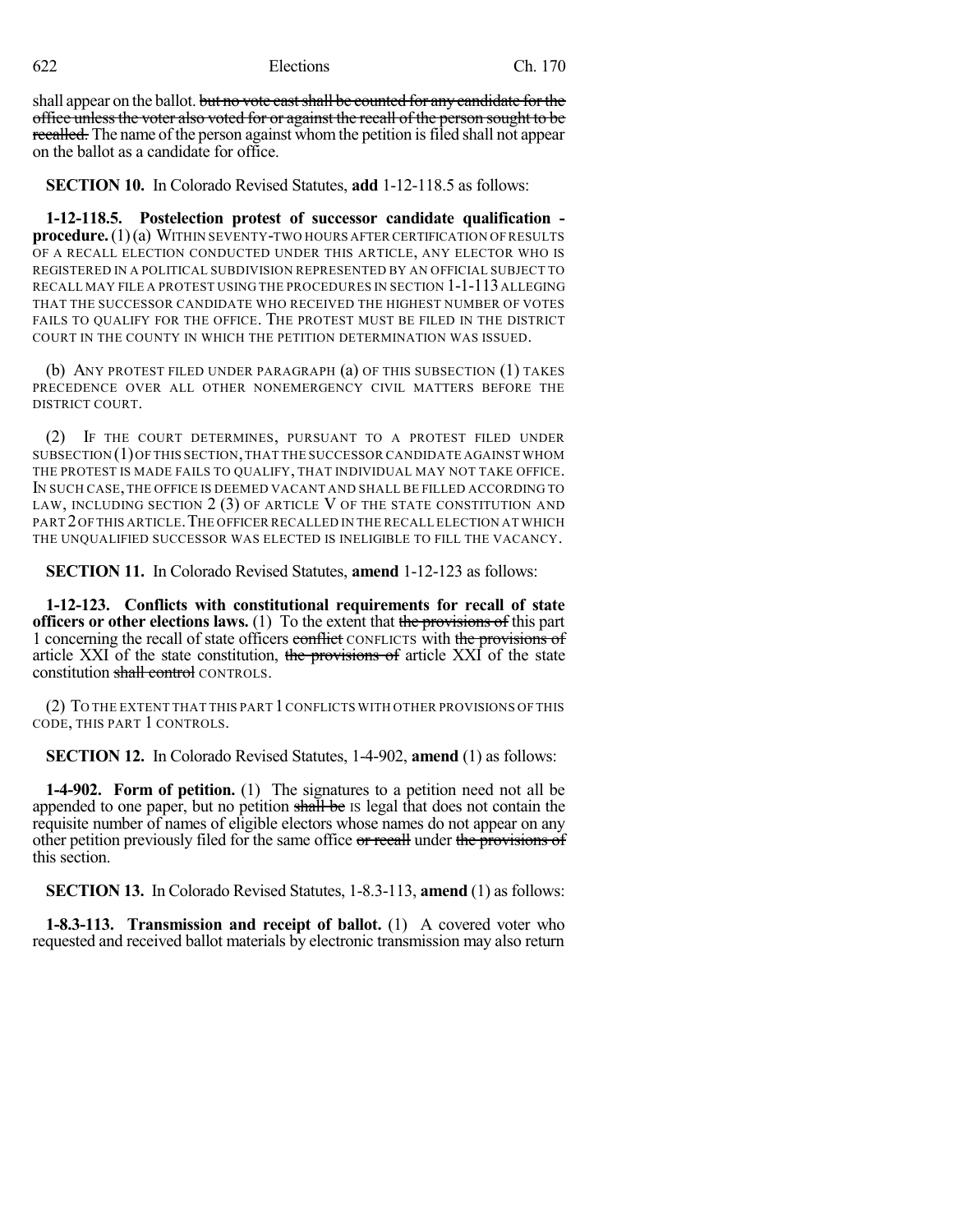shall appear on the ballot. ~~but no vote cast shall be counted for any candidate for the office unless the voter also voted for or against the recall of the person sought to be recalled.~~ The name of the person against whom the petition is filed shall not appear on the ballot as a candidate for office.

**SECTION 10.** In Colorado Revised Statutes, **add** 1-12-118.5 as follows:

**1-12-118.5. Postelection protest of successor candidate qualification - procedure.** (1) (a) WITHIN SEVENTY-TWO HOURS AFTER CERTIFICATION OF RESULTS OF A RECALL ELECTION CONDUCTED UNDER THIS ARTICLE, ANY ELECTOR WHO IS REGISTERED IN A POLITICAL SUBDIVISION REPRESENTED BY AN OFFICIAL SUBJECT TO RECALL MAY FILE A PROTEST USING THE PROCEDURES IN SECTION 1-1-113 ALLEGING THAT THE SUCCESSOR CANDIDATE WHO RECEIVED THE HIGHEST NUMBER OF VOTES FAILS TO QUALIFY FOR THE OFFICE. THE PROTEST MUST BE FILED IN THE DISTRICT COURT IN THE COUNTY IN WHICH THE PETITION DETERMINATION WAS ISSUED.

(b) ANY PROTEST FILED UNDER PARAGRAPH (a) OF THIS SUBSECTION (1) TAKES PRECEDENCE OVER ALL OTHER NONEMERGENCY CIVIL MATTERS BEFORE THE DISTRICT COURT.

(2) IF THE COURT DETERMINES, PURSUANT TO A PROTEST FILED UNDER SUBSECTION (1) OF THIS SECTION, THAT THE SUCCESSOR CANDIDATE AGAINST WHOM THE PROTEST IS MADE FAILS TO QUALIFY, THAT INDIVIDUAL MAY NOT TAKE OFFICE. IN SUCH CASE, THE OFFICE IS DEEMED VACANT AND SHALL BE FILLED ACCORDING TO LAW, INCLUDING SECTION 2 (3) OF ARTICLE V OF THE STATE CONSTITUTION AND PART 2 OF THIS ARTICLE. THE OFFICER RECALLED IN THE RECALL ELECTION AT WHICH THE UNQUALIFIED SUCCESSOR WAS ELECTED IS INELIGIBLE TO FILL THE VACANCY.

**SECTION 11.** In Colorado Revised Statutes, **amend** 1-12-123 as follows:

**1-12-123. Conflicts with constitutional requirements for recall of state officers or other elections laws.** (1) To the extent that ~~the provisions of~~ this part 1 concerning the recall of state officers ~~conflict~~ CONFLICTS with ~~the provisions of~~ article XXI of the state constitution, ~~the provisions of~~ article XXI of the state constitution ~~shall control~~ CONTROLS.

(2) TO THE EXTENT THAT THIS PART 1 CONFLICTS WITH OTHER PROVISIONS OF THIS CODE, THIS PART 1 CONTROLS.

**SECTION 12.** In Colorado Revised Statutes, 1-4-902, **amend** (1) as follows:

**1-4-902. Form of petition.** (1) The signatures to a petition need not all be appended to one paper, but no petition ~~shall be~~ IS legal that does not contain the requisite number of names of eligible electors whose names do not appear on any other petition previously filed for the same office ~~or recall~~ under ~~the provisions of~~ this section.

**SECTION 13.** In Colorado Revised Statutes, 1-8.3-113, **amend** (1) as follows:

**1-8.3-113. Transmission and receipt of ballot.** (1) A covered voter who requested and received ballot materials by electronic transmission may also return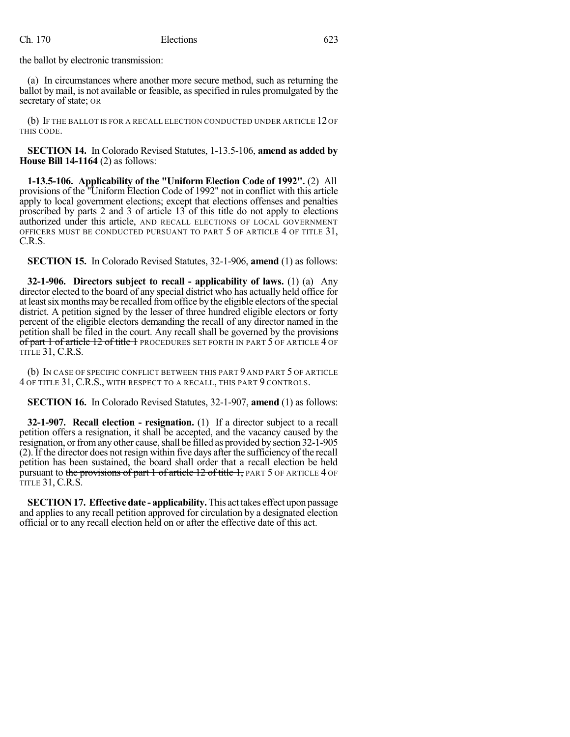the ballot by electronic transmission:

(a) In circumstances where another more secure method, such as returning the ballot by mail, is not available or feasible, as specified in rules promulgated by the secretary of state; OR

(b) IF THE BALLOT IS FOR A RECALL ELECTION CONDUCTED UNDER ARTICLE 12 OF THIS CODE.

**SECTION 14.** In Colorado Revised Statutes, 1-13.5-106, **amend as added by House Bill 14-1164** (2) as follows:

**1-13.5-106. Applicability of the "Uniform Election Code of 1992".** (2) All provisions of the "Uniform Election Code of 1992" not in conflict with this article apply to local government elections; except that elections offenses and penalties proscribed by parts 2 and 3 of article 13 of this title do not apply to elections authorized under this article, AND RECALL ELECTIONS OF LOCAL GOVERNMENT OFFICERS MUST BE CONDUCTED PURSUANT TO PART 5 OF ARTICLE 4 OF TITLE 31, C.R.S.

**SECTION 15.** In Colorado Revised Statutes, 32-1-906, **amend** (1) as follows:

**32-1-906. Directors subject to recall - applicability of laws.** (1) (a) Any director elected to the board of any special district who has actually held office for at least six months may be recalled from office by the eligible electors of the special district. A petition signed by the lesser of three hundred eligible electors or forty percent of the eligible electors demanding the recall of any director named in the petition shall be filed in the court. Any recall shall be governed by the ~~provisions of part 1 of article 12 of title 1~~ PROCEDURES SET FORTH IN PART 5 OF ARTICLE 4 OF TITLE 31, C.R.S.

(b) IN CASE OF SPECIFIC CONFLICT BETWEEN THIS PART 9 AND PART 5 OF ARTICLE 4 OF TITLE 31, C.R.S., WITH RESPECT TO A RECALL, THIS PART 9 CONTROLS.

**SECTION 16.** In Colorado Revised Statutes, 32-1-907, **amend** (1) as follows:

**32-1-907. Recall election - resignation.** (1) If a director subject to a recall petition offers a resignation, it shall be accepted, and the vacancy caused by the resignation, or from any other cause, shall be filled as provided by section 32-1-905 (2). If the director does not resign within five days after the sufficiency of the recall petition has been sustained, the board shall order that a recall election be held pursuant to ~~the provisions of part 1 of article 12 of title 1,~~ PART 5 OF ARTICLE 4 OF TITLE 31, C.R.S.

**SECTION 17. Effective date - applicability.** This act takes effect upon passage and applies to any recall petition approved for circulation by a designated election official or to any recall election held on or after the effective date of this act.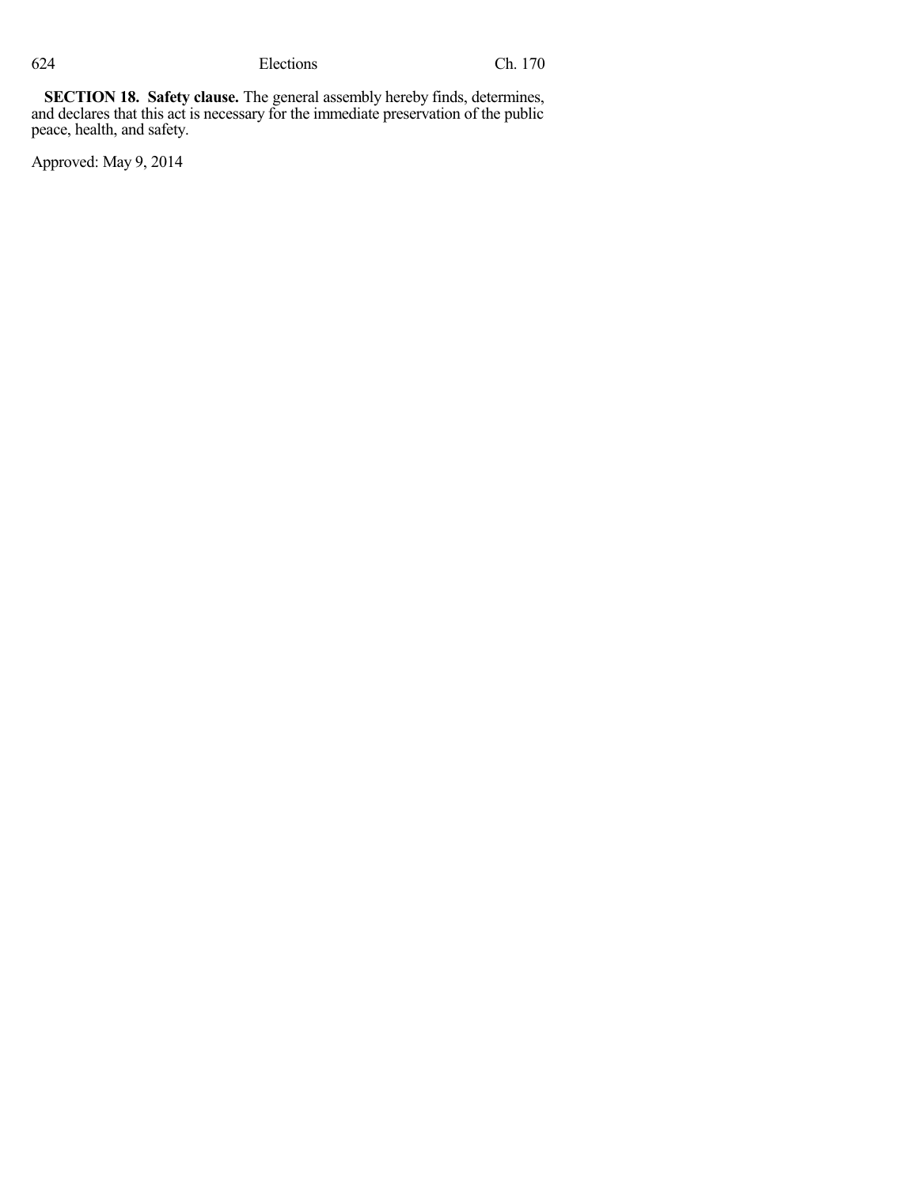**SECTION 18. Safety clause.** The general assembly hereby finds, determines, and declares that this act is necessary for the immediate preservation of the public peace, health, and safety.

Approved: May 9, 2014